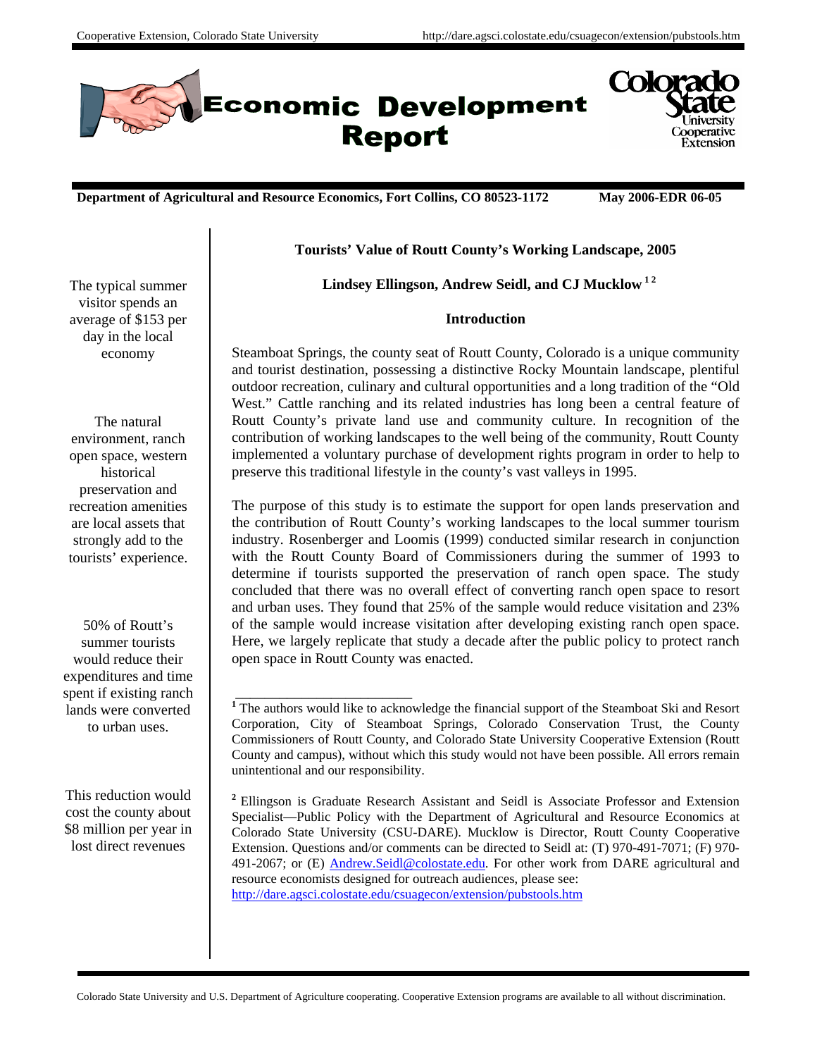# Economic Development Report

**Department of Agricultural and Resource Economics, Fort Collins, CO 80523-1172** **May 2006-EDR 06-05**

## Tourists' Value of Routt County's Working Landscape, 2005

**Lindsey Ellingson, Andrew Seidl, and CJ Mucklow [1,2]**

The typical summer visitor spends an average of $153 per day in the local economy

The natural environment, ranch open space, western historical preservation and recreation amenities are local assets that strongly add to the tourists' experience.

50% of Routt's summer tourists would reduce their expenditures and time spent if existing ranch lands were converted to urban uses.

This reduction would cost the county about $8 million per year in lost direct revenues

### Introduction

Steamboat Springs, the county seat of Routt County, Colorado is a unique community and tourist destination, possessing a distinctive Rocky Mountain landscape, plentiful outdoor recreation, culinary and cultural opportunities and a long tradition of the "Old West." Cattle ranching and its related industries has long been a central feature of Routt County's private land use and community culture. In recognition of the contribution of working landscapes to the well being of the community, Routt County implemented a voluntary purchase of development rights program in order to help to preserve this traditional lifestyle in the county's vast valleys in 1995.

The purpose of this study is to estimate the support for open lands preservation and the contribution of Routt County's working landscapes to the local summer tourism industry. Rosenberger and Loomis (1999) conducted similar research in conjunction with the Routt County Board of Commissioners during the summer of 1993 to determine if tourists supported the preservation of ranch open space. The study concluded that there was no overall effect of converting ranch open space to resort and urban uses. They found that 25% of the sample would reduce visitation and 23% of the sample would increase visitation after developing existing ranch open space. Here, we largely replicate that study a decade after the public policy to protect ranch open space in Routt County was enacted.

---

[1] The authors would like to acknowledge the financial support of the Steamboat Ski and Resort Corporation, City of Steamboat Springs, Colorado Conservation Trust, the County Commissioners of Routt County, and Colorado State University Cooperative Extension (Routt County and campus), without which this study would not have been possible. All errors remain unintentional and our responsibility.

[2] Ellingson is Graduate Research Assistant and Seidl is Associate Professor and Extension Specialist—Public Policy with the Department of Agricultural and Resource Economics at Colorado State University (CSU-DARE). Mucklow is Director, Routt County Cooperative Extension. Questions and/or comments can be directed to Seidl at: (T) 970-491-7071; (F) 970-491-2067; or (E) Andrew.Seidl@colostate.edu. For other work from DARE agricultural and resource economists designed for outreach audiences, please see: http://dare.agsci.colostate.edu/csuagecon/extension/pubstools.htm

Colorado State University and U.S. Department of Agriculture cooperating. Cooperative Extension programs are available to all without discrimination.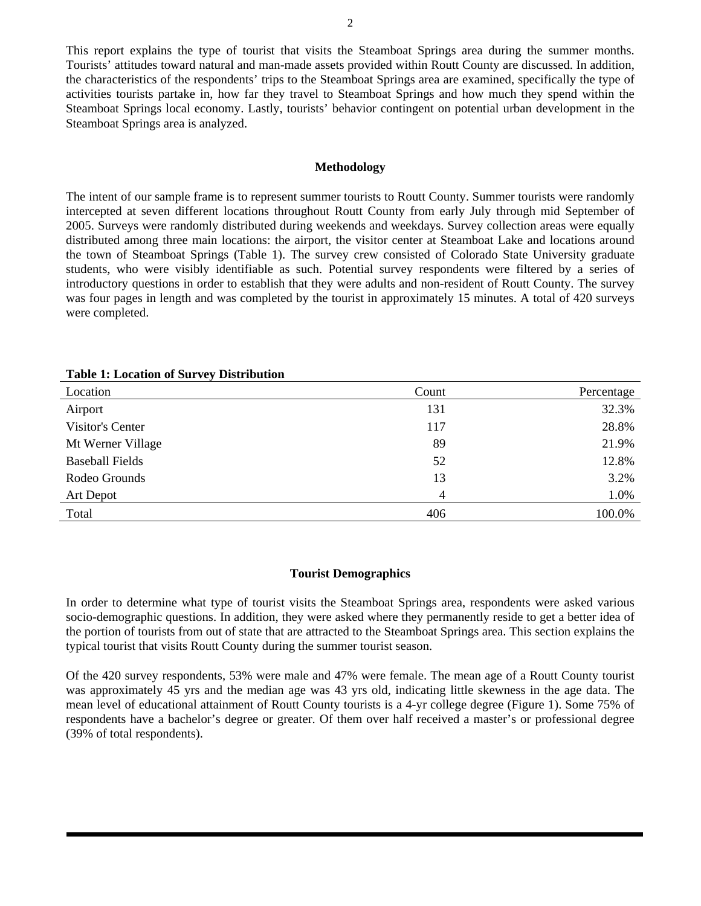This report explains the type of tourist that visits the Steamboat Springs area during the summer months. Tourists' attitudes toward natural and man-made assets provided within Routt County are discussed. In addition, the characteristics of the respondents' trips to the Steamboat Springs area are examined, specifically the type of activities tourists partake in, how far they travel to Steamboat Springs and how much they spend within the Steamboat Springs local economy. Lastly, tourists' behavior contingent on potential urban development in the Steamboat Springs area is analyzed.

## Methodology

The intent of our sample frame is to represent summer tourists to Routt County. Summer tourists were randomly intercepted at seven different locations throughout Routt County from early July through mid September of 2005. Surveys were randomly distributed during weekends and weekdays. Survey collection areas were equally distributed among three main locations: the airport, the visitor center at Steamboat Lake and locations around the town of Steamboat Springs (Table 1). The survey crew consisted of Colorado State University graduate students, who were visibly identifiable as such. Potential survey respondents were filtered by a series of introductory questions in order to establish that they were adults and non-resident of Routt County. The survey was four pages in length and was completed by the tourist in approximately 15 minutes. A total of 420 surveys were completed.

**Table 1: Location of Survey Distribution**

| Location | Count | Percentage |
|---|---|---|
| Airport | 131 | 32.3% |
| Visitor's Center | 117 | 28.8% |
| Mt Werner Village | 89 | 21.9% |
| Baseball Fields | 52 | 12.8% |
| Rodeo Grounds | 13 | 3.2% |
| Art Depot | 4 | 1.0% |
| Total | 406 | 100.0% |

## Tourist Demographics

In order to determine what type of tourist visits the Steamboat Springs area, respondents were asked various socio-demographic questions. In addition, they were asked where they permanently reside to get a better idea of the portion of tourists from out of state that are attracted to the Steamboat Springs area. This section explains the typical tourist that visits Routt County during the summer tourist season.

Of the 420 survey respondents, 53% were male and 47% were female. The mean age of a Routt County tourist was approximately 45 yrs and the median age was 43 yrs old, indicating little skewness in the age data. The mean level of educational attainment of Routt County tourists is a 4-yr college degree (Figure 1). Some 75% of respondents have a bachelor's degree or greater. Of them over half received a master's or professional degree (39% of total respondents).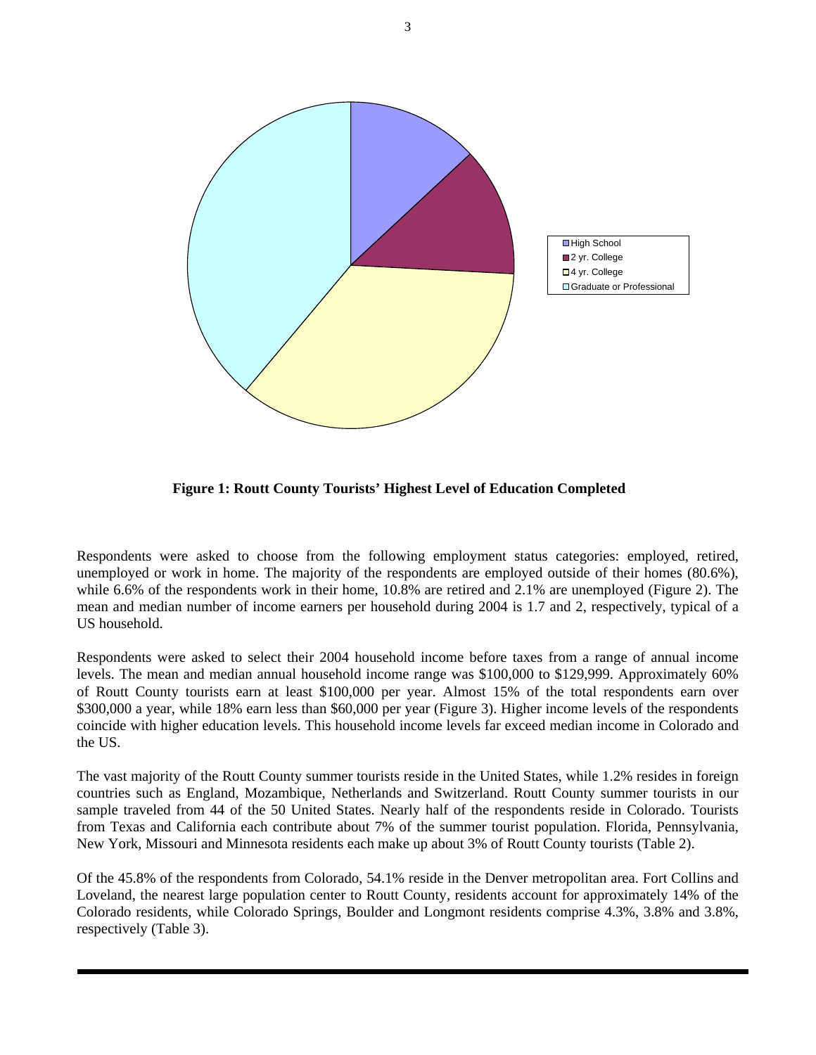**Figure 1: Routt County Tourists' Highest Level of Education Completed**

Respondents were asked to choose from the following employment status categories: employed, retired, unemployed or work in home. The majority of the respondents are employed outside of their homes (80.6%), while 6.6% of the respondents work in their home, 10.8% are retired and 2.1% are unemployed (Figure 2). The mean and median number of income earners per household during 2004 is 1.7 and 2, respectively, typical of a US household.

Respondents were asked to select their 2004 household income before taxes from a range of annual income levels. The mean and median annual household income range was $100,000 to $129,999. Approximately 60% of Routt County tourists earn at least $100,000 per year. Almost 15% of the total respondents earn over $300,000 a year, while 18% earn less than $60,000 per year (Figure 3). Higher income levels of the respondents coincide with higher education levels. This household income levels far exceed median income in Colorado and the US.

The vast majority of the Routt County summer tourists reside in the United States, while 1.2% resides in foreign countries such as England, Mozambique, Netherlands and Switzerland. Routt County summer tourists in our sample traveled from 44 of the 50 United States. Nearly half of the respondents reside in Colorado. Tourists from Texas and California each contribute about 7% of the summer tourist population. Florida, Pennsylvania, New York, Missouri and Minnesota residents each make up about 3% of Routt County tourists (Table 2).

Of the 45.8% of the respondents from Colorado, 54.1% reside in the Denver metropolitan area. Fort Collins and Loveland, the nearest large population center to Routt County, residents account for approximately 14% of the Colorado residents, while Colorado Springs, Boulder and Longmont residents comprise 4.3%, 3.8% and 3.8%, respectively (Table 3).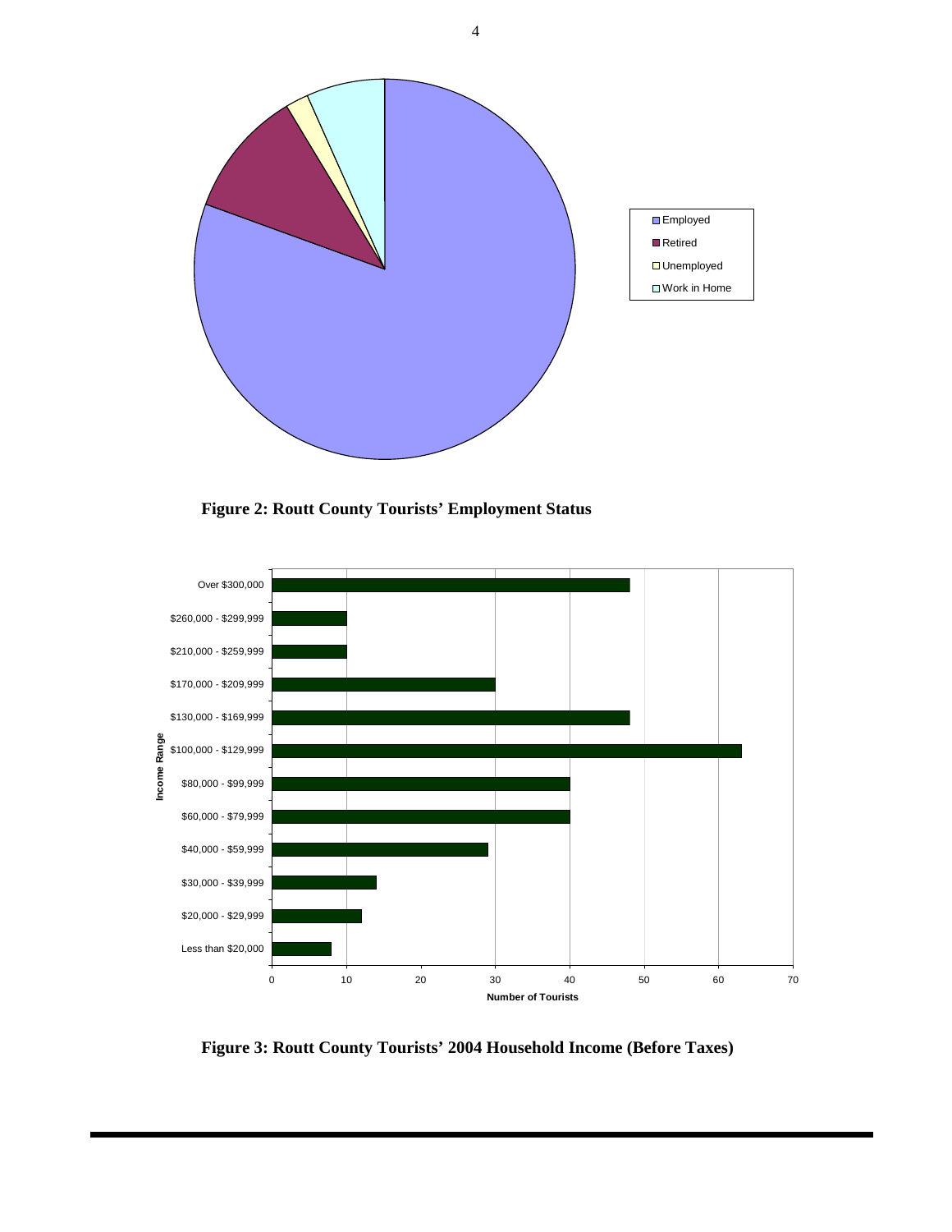**Figure 2: Routt County Tourists' Employment Status**

**Figure 3: Routt County Tourists' 2004 Household Income (Before Taxes)**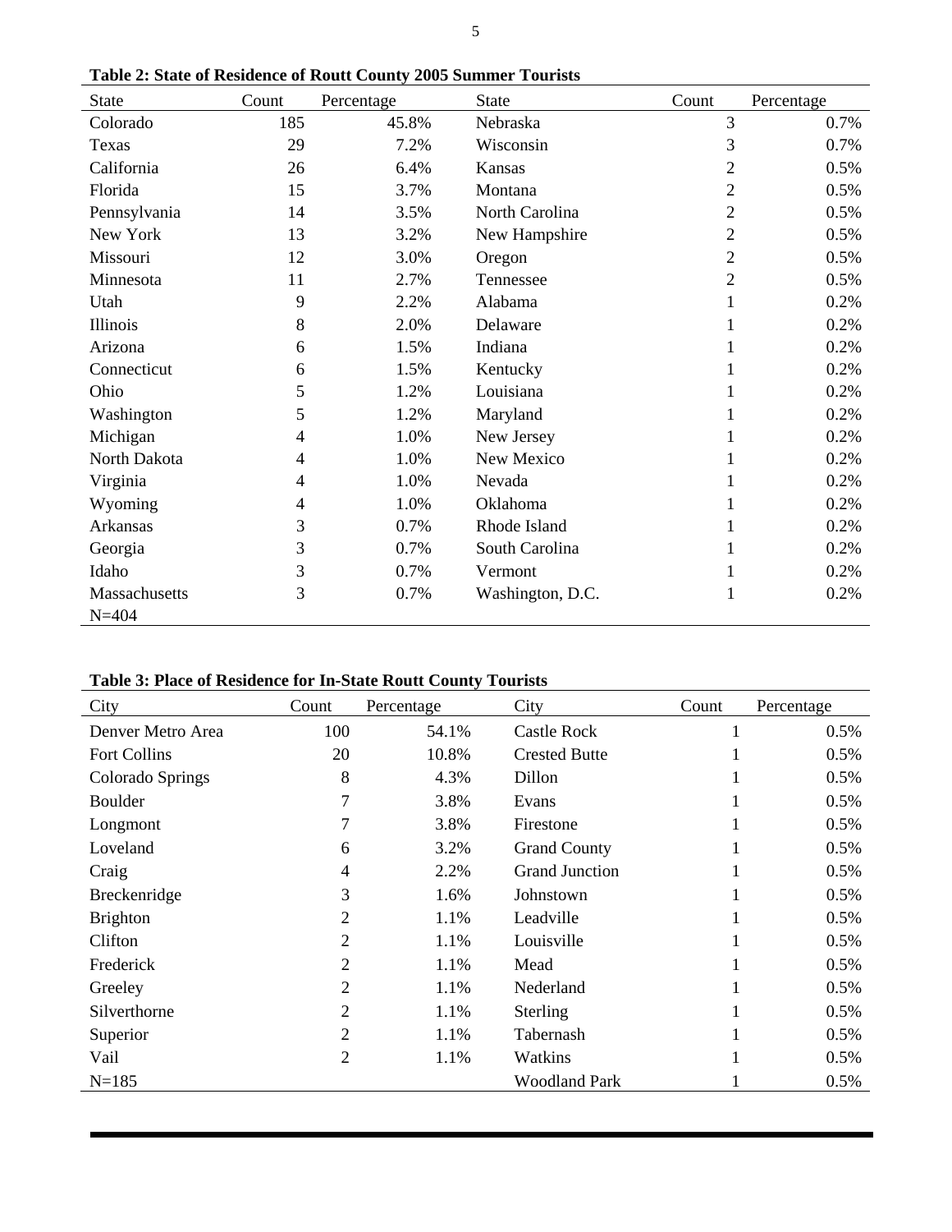**Table 2: State of Residence of Routt County 2005 Summer Tourists**

| State | Count | Percentage | State | Count | Percentage |
|---|---|---|---|---|---|
| Colorado | 185 | 45.8% | Nebraska | 3 | 0.7% |
| Texas | 29 | 7.2% | Wisconsin | 3 | 0.7% |
| California | 26 | 6.4% | Kansas | 2 | 0.5% |
| Florida | 15 | 3.7% | Montana | 2 | 0.5% |
| Pennsylvania | 14 | 3.5% | North Carolina | 2 | 0.5% |
| New York | 13 | 3.2% | New Hampshire | 2 | 0.5% |
| Missouri | 12 | 3.0% | Oregon | 2 | 0.5% |
| Minnesota | 11 | 2.7% | Tennessee | 2 | 0.5% |
| Utah | 9 | 2.2% | Alabama | 1 | 0.2% |
| Illinois | 8 | 2.0% | Delaware | 1 | 0.2% |
| Arizona | 6 | 1.5% | Indiana | 1 | 0.2% |
| Connecticut | 6 | 1.5% | Kentucky | 1 | 0.2% |
| Ohio | 5 | 1.2% | Louisiana | 1 | 0.2% |
| Washington | 5 | 1.2% | Maryland | 1 | 0.2% |
| Michigan | 4 | 1.0% | New Jersey | 1 | 0.2% |
| North Dakota | 4 | 1.0% | New Mexico | 1 | 0.2% |
| Virginia | 4 | 1.0% | Nevada | 1 | 0.2% |
| Wyoming | 4 | 1.0% | Oklahoma | 1 | 0.2% |
| Arkansas | 3 | 0.7% | Rhode Island | 1 | 0.2% |
| Georgia | 3 | 0.7% | South Carolina | 1 | 0.2% |
| Idaho | 3 | 0.7% | Vermont | 1 | 0.2% |
| Massachusetts | 3 | 0.7% | Washington, D.C. | 1 | 0.2% |
| N=404 | | | | | |

**Table 3: Place of Residence for In-State Routt County Tourists**

| City | Count | Percentage | City | Count | Percentage |
|---|---|---|---|---|---|
| Denver Metro Area | 100 | 54.1% | Castle Rock | 1 | 0.5% |
| Fort Collins | 20 | 10.8% | Crested Butte | 1 | 0.5% |
| Colorado Springs | 8 | 4.3% | Dillon | 1 | 0.5% |
| Boulder | 7 | 3.8% | Evans | 1 | 0.5% |
| Longmont | 7 | 3.8% | Firestone | 1 | 0.5% |
| Loveland | 6 | 3.2% | Grand County | 1 | 0.5% |
| Craig | 4 | 2.2% | Grand Junction | 1 | 0.5% |
| Breckenridge | 3 | 1.6% | Johnstown | 1 | 0.5% |
| Brighton | 2 | 1.1% | Leadville | 1 | 0.5% |
| Clifton | 2 | 1.1% | Louisville | 1 | 0.5% |
| Frederick | 2 | 1.1% | Mead | 1 | 0.5% |
| Greeley | 2 | 1.1% | Nederland | 1 | 0.5% |
| Silverthorne | 2 | 1.1% | Sterling | 1 | 0.5% |
| Superior | 2 | 1.1% | Tabernash | 1 | 0.5% |
| Vail | 2 | 1.1% | Watkins | 1 | 0.5% |
| N=185 | | | Woodland Park | 1 | 0.5% |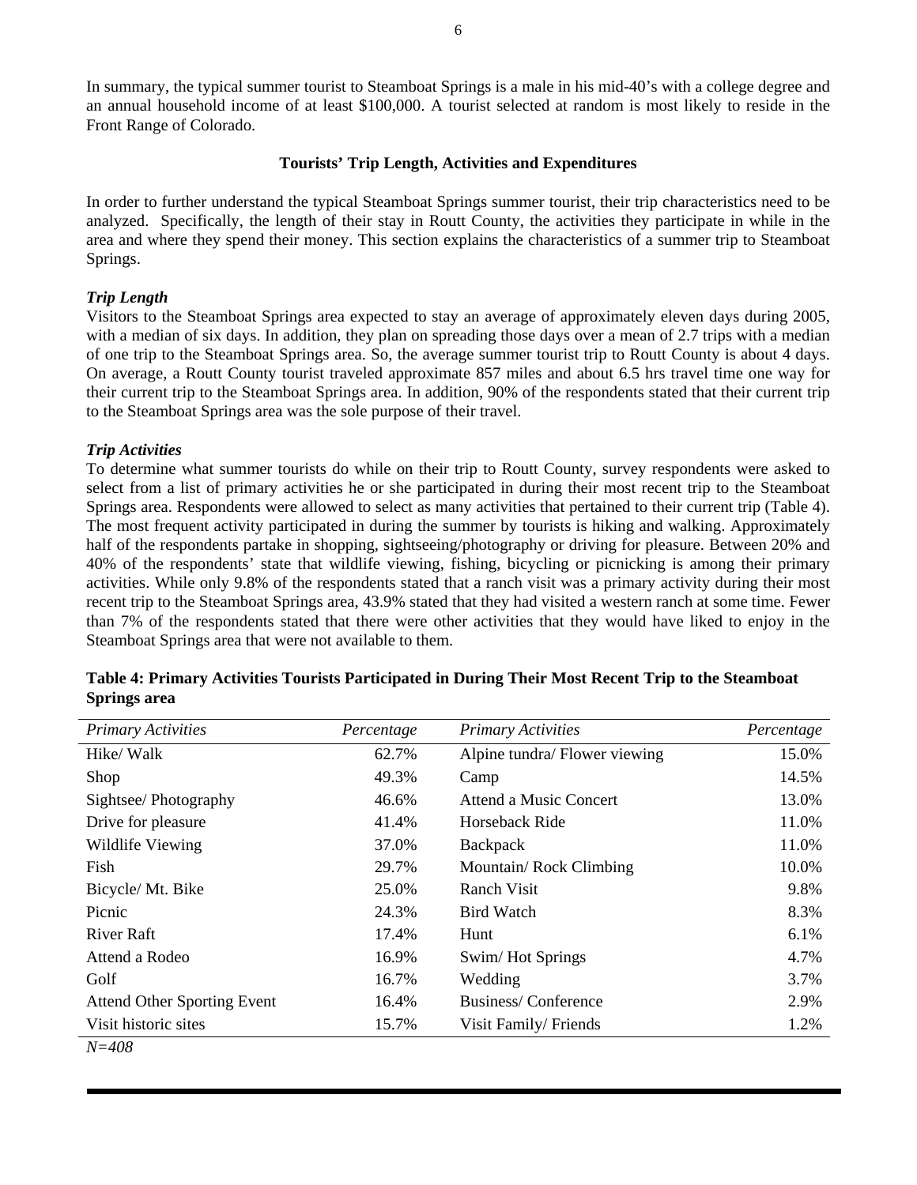In summary, the typical summer tourist to Steamboat Springs is a male in his mid-40's with a college degree and an annual household income of at least $100,000. A tourist selected at random is most likely to reside in the Front Range of Colorado.

### Tourists' Trip Length, Activities and Expenditures

In order to further understand the typical Steamboat Springs summer tourist, their trip characteristics need to be analyzed. Specifically, the length of their stay in Routt County, the activities they participate in while in the area and where they spend their money. This section explains the characteristics of a summer trip to Steamboat Springs.

#### *Trip Length*

Visitors to the Steamboat Springs area expected to stay an average of approximately eleven days during 2005, with a median of six days. In addition, they plan on spreading those days over a mean of 2.7 trips with a median of one trip to the Steamboat Springs area. So, the average summer tourist trip to Routt County is about 4 days. On average, a Routt County tourist traveled approximate 857 miles and about 6.5 hrs travel time one way for their current trip to the Steamboat Springs area. In addition, 90% of the respondents stated that their current trip to the Steamboat Springs area was the sole purpose of their travel.

#### *Trip Activities*

To determine what summer tourists do while on their trip to Routt County, survey respondents were asked to select from a list of primary activities he or she participated in during their most recent trip to the Steamboat Springs area. Respondents were allowed to select as many activities that pertained to their current trip (Table 4). The most frequent activity participated in during the summer by tourists is hiking and walking. Approximately half of the respondents partake in shopping, sightseeing/photography or driving for pleasure. Between 20% and 40% of the respondents' state that wildlife viewing, fishing, bicycling or picnicking is among their primary activities. While only 9.8% of the respondents stated that a ranch visit was a primary activity during their most recent trip to the Steamboat Springs area, 43.9% stated that they had visited a western ranch at some time. Fewer than 7% of the respondents stated that there were other activities that they would have liked to enjoy in the Steamboat Springs area that were not available to them.

**Table 4: Primary Activities Tourists Participated in During Their Most Recent Trip to the Steamboat Springs area**

| *Primary Activities* | *Percentage* | *Primary Activities* | *Percentage* |
|---|---|---|---|
| Hike/ Walk | 62.7% | Alpine tundra/ Flower viewing | 15.0% |
| Shop | 49.3% | Camp | 14.5% |
| Sightsee/ Photography | 46.6% | Attend a Music Concert | 13.0% |
| Drive for pleasure | 41.4% | Horseback Ride | 11.0% |
| Wildlife Viewing | 37.0% | Backpack | 11.0% |
| Fish | 29.7% | Mountain/ Rock Climbing | 10.0% |
| Bicycle/ Mt. Bike | 25.0% | Ranch Visit | 9.8% |
| Picnic | 24.3% | Bird Watch | 8.3% |
| River Raft | 17.4% | Hunt | 6.1% |
| Attend a Rodeo | 16.9% | Swim/ Hot Springs | 4.7% |
| Golf | 16.7% | Wedding | 3.7% |
| Attend Other Sporting Event | 16.4% | Business/ Conference | 2.9% |
| Visit historic sites | 15.7% | Visit Family/ Friends | 1.2% |

*N=408*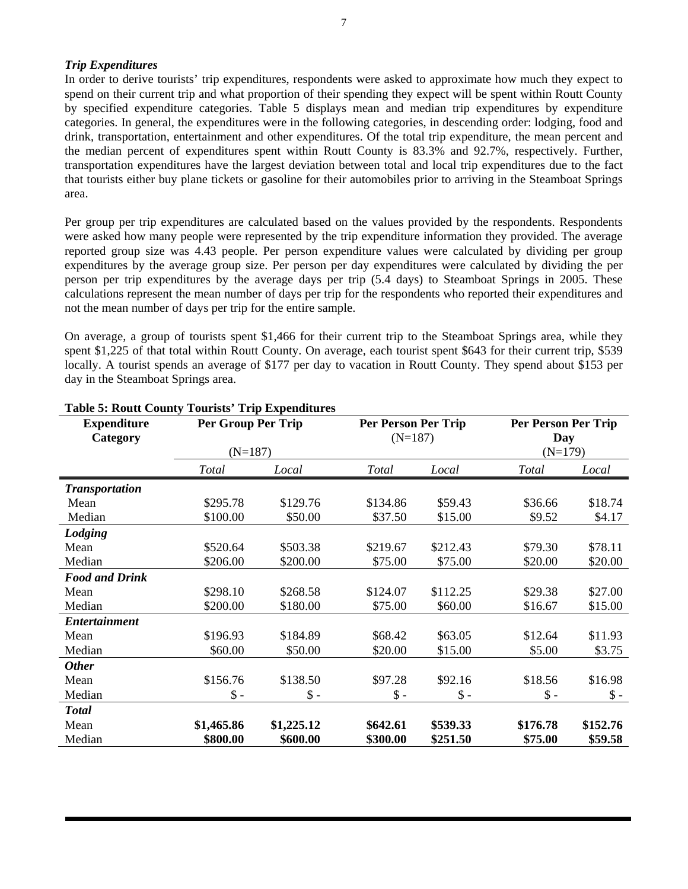***Trip Expenditures***

In order to derive tourists' trip expenditures, respondents were asked to approximate how much they expect to spend on their current trip and what proportion of their spending they expect will be spent within Routt County by specified expenditure categories. Table 5 displays mean and median trip expenditures by expenditure categories. In general, the expenditures were in the following categories, in descending order: lodging, food and drink, transportation, entertainment and other expenditures. Of the total trip expenditure, the mean percent and the median percent of expenditures spent within Routt County is 83.3% and 92.7%, respectively. Further, transportation expenditures have the largest deviation between total and local trip expenditures due to the fact that tourists either buy plane tickets or gasoline for their automobiles prior to arriving in the Steamboat Springs area.

Per group per trip expenditures are calculated based on the values provided by the respondents. Respondents were asked how many people were represented by the trip expenditure information they provided. The average reported group size was 4.43 people. Per person expenditure values were calculated by dividing per group expenditures by the average group size. Per person per day expenditures were calculated by dividing the per person per trip expenditures by the average days per trip (5.4 days) to Steamboat Springs in 2005. These calculations represent the mean number of days per trip for the respondents who reported their expenditures and not the mean number of days per trip for the entire sample.

On average, a group of tourists spent $1,466 for their current trip to the Steamboat Springs area, while they spent $1,225 of that total within Routt County. On average, each tourist spent $643 for their current trip, $539 locally. A tourist spends an average of $177 per day to vacation in Routt County. They spend about $153 per day in the Steamboat Springs area.

**Table 5: Routt County Tourists' Trip Expenditures**

| Expenditure Category | Per Group Per Trip (N=187) | | Per Person Per Trip (N=187) | | Per Person Per Trip Day (N=179) | |
|---|---|---|---|---|---|---|
| | *Total* | *Local* | *Total* | *Local* | *Total* | *Local* |
| ***Transportation*** | | | | | | |
| Mean | $295.78 | $129.76 | $134.86 | $59.43 | $36.66 | $18.74 |
| Median | $100.00 | $50.00 | $37.50 | $15.00 | $9.52 | $4.17 |
| ***Lodging*** | | | | | | |
| Mean | $520.64 | $503.38 | $219.67 | $212.43 | $79.30 | $78.11 |
| Median | $206.00 | $200.00 | $75.00 | $75.00 | $20.00 | $20.00 |
| ***Food and Drink*** | | | | | | |
| Mean | $298.10 | $268.58 | $124.07 | $112.25 | $29.38 | $27.00 |
| Median | $200.00 | $180.00 | $75.00 | $60.00 | $16.67 | $15.00 |
| ***Entertainment*** | | | | | | |
| Mean | $196.93 | $184.89 | $68.42 | $63.05 | $12.64 | $11.93 |
| Median | $60.00 | $50.00 | $20.00 | $15.00 | $5.00 | $3.75 |
| ***Other*** | | | | | | |
| Mean | $156.76 | $138.50 | $97.28 | $92.16 | $18.56 | $16.98 |
| Median | $ - | $ - | $ - | $ - | $ - | $ - |
| ***Total*** | | | | | | |
| Mean | **$1,465.86** | **$1,225.12** | **$642.61** | **$539.33** | **$176.78** | **$152.76** |
| Median | **$800.00** | **$600.00** | **$300.00** | **$251.50** | **$75.00** | **$59.58** |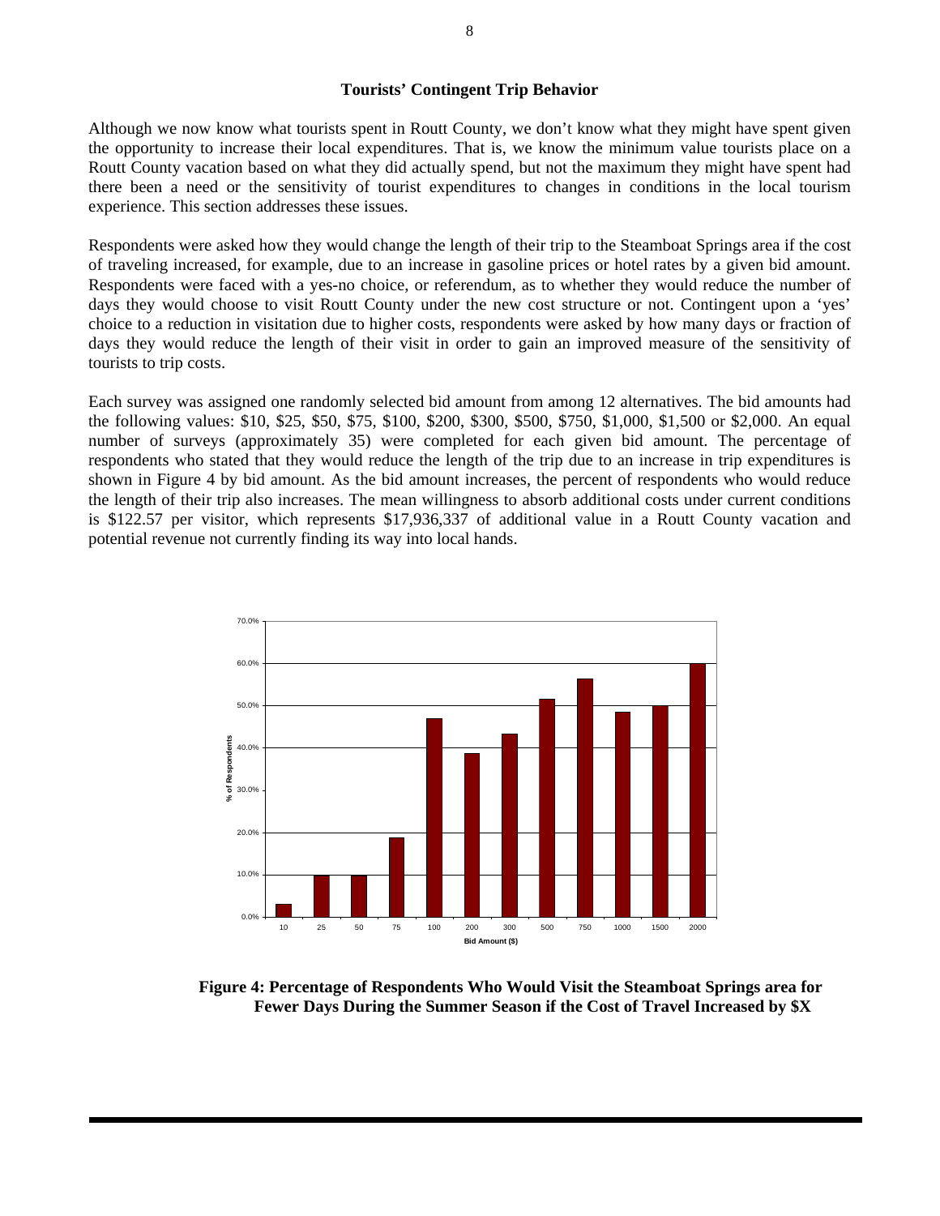### Tourists' Contingent Trip Behavior

Although we now know what tourists spent in Routt County, we don't know what they might have spent given the opportunity to increase their local expenditures. That is, we know the minimum value tourists place on a Routt County vacation based on what they did actually spend, but not the maximum they might have spent had there been a need or the sensitivity of tourist expenditures to changes in conditions in the local tourism experience. This section addresses these issues.

Respondents were asked how they would change the length of their trip to the Steamboat Springs area if the cost of traveling increased, for example, due to an increase in gasoline prices or hotel rates by a given bid amount. Respondents were faced with a yes-no choice, or referendum, as to whether they would reduce the number of days they would choose to visit Routt County under the new cost structure or not. Contingent upon a 'yes' choice to a reduction in visitation due to higher costs, respondents were asked by how many days or fraction of days they would reduce the length of their visit in order to gain an improved measure of the sensitivity of tourists to trip costs.

Each survey was assigned one randomly selected bid amount from among 12 alternatives. The bid amounts had the following values: $10, $25, $50, $75, $100, $200, $300, $500, $750, $1,000, $1,500 or $2,000. An equal number of surveys (approximately 35) were completed for each given bid amount. The percentage of respondents who stated that they would reduce the length of the trip due to an increase in trip expenditures is shown in Figure 4 by bid amount. As the bid amount increases, the percent of respondents who would reduce the length of their trip also increases. The mean willingness to absorb additional costs under current conditions is $122.57 per visitor, which represents $17,936,337 of additional value in a Routt County vacation and potential revenue not currently finding its way into local hands.

| Bid Amount ($) | % of Respondents |
|---|---|
| 10 | ~3% |
| 25 | ~10% |
| 50 | ~10% |
| 75 | ~19% |
| 100 | ~47% |
| 200 | ~39% |
| 300 | ~43% |
| 500 | ~52% |
| 750 | ~56% |
| 1000 | ~49% |
| 1500 | ~50% |
| 2000 | ~60% |

**Figure 4: Percentage of Respondents Who Would Visit the Steamboat Springs area for Fewer Days During the Summer Season if the Cost of Travel Increased by $X**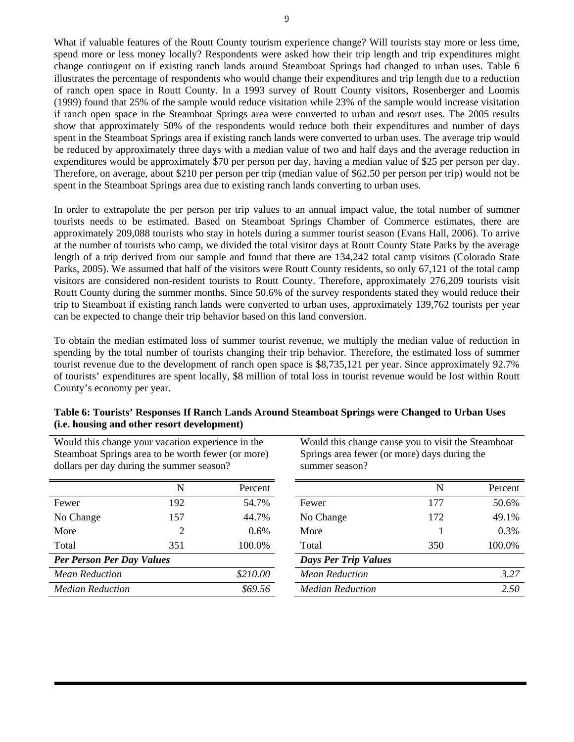What if valuable features of the Routt County tourism experience change? Will tourists stay more or less time, spend more or less money locally? Respondents were asked how their trip length and trip expenditures might change contingent on if existing ranch lands around Steamboat Springs had changed to urban uses. Table 6 illustrates the percentage of respondents who would change their expenditures and trip length due to a reduction of ranch open space in Routt County. In a 1993 survey of Routt County visitors, Rosenberger and Loomis (1999) found that 25% of the sample would reduce visitation while 23% of the sample would increase visitation if ranch open space in the Steamboat Springs area were converted to urban and resort uses. The 2005 results show that approximately 50% of the respondents would reduce both their expenditures and number of days spent in the Steamboat Springs area if existing ranch lands were converted to urban uses. The average trip would be reduced by approximately three days with a median value of two and half days and the average reduction in expenditures would be approximately \$70 per person per day, having a median value of \$25 per person per day. Therefore, on average, about \$210 per person per trip (median value of \$62.50 per person per trip) would not be spent in the Steamboat Springs area due to existing ranch lands converting to urban uses.

In order to extrapolate the per person per trip values to an annual impact value, the total number of summer tourists needs to be estimated. Based on Steamboat Springs Chamber of Commerce estimates, there are approximately 209,088 tourists who stay in hotels during a summer tourist season (Evans Hall, 2006). To arrive at the number of tourists who camp, we divided the total visitor days at Routt County State Parks by the average length of a trip derived from our sample and found that there are 134,242 total camp visitors (Colorado State Parks, 2005). We assumed that half of the visitors were Routt County residents, so only 67,121 of the total camp visitors are considered non-resident tourists to Routt County. Therefore, approximately 276,209 tourists visit Routt County during the summer months. Since 50.6% of the survey respondents stated they would reduce their trip to Steamboat if existing ranch lands were converted to urban uses, approximately 139,762 tourists per year can be expected to change their trip behavior based on this land conversion.

To obtain the median estimated loss of summer tourist revenue, we multiply the median value of reduction in spending by the total number of tourists changing their trip behavior. Therefore, the estimated loss of summer tourist revenue due to the development of ranch open space is \$8,735,121 per year. Since approximately 92.7% of tourists' expenditures are spent locally, \$8 million of total loss in tourist revenue would be lost within Routt County's economy per year.

**Table 6: Tourists' Responses If Ranch Lands Around Steamboat Springs were Changed to Urban Uses (i.e. housing and other resort development)**

Would this change your vacation experience in the Steamboat Springs area to be worth fewer (or more) dollars per day during the summer season?

| | N | Percent |
|---|---|---|
| Fewer | 192 | 54.7% |
| No Change | 157 | 44.7% |
| More | 2 | 0.6% |
| Total | 351 | 100.0% |
| ***Per Person Per Day Values*** | | |
| *Mean Reduction* | | *\$210.00* |
| *Median Reduction* | | *\$69.56* |

Would this change cause you to visit the Steamboat Springs area fewer (or more) days during the summer season?

| | N | Percent |
|---|---|---|
| Fewer | 177 | 50.6% |
| No Change | 172 | 49.1% |
| More | 1 | 0.3% |
| Total | 350 | 100.0% |
| ***Days Per Trip Values*** | | |
| *Mean Reduction* | | *3.27* |
| *Median Reduction* | | *2.50* |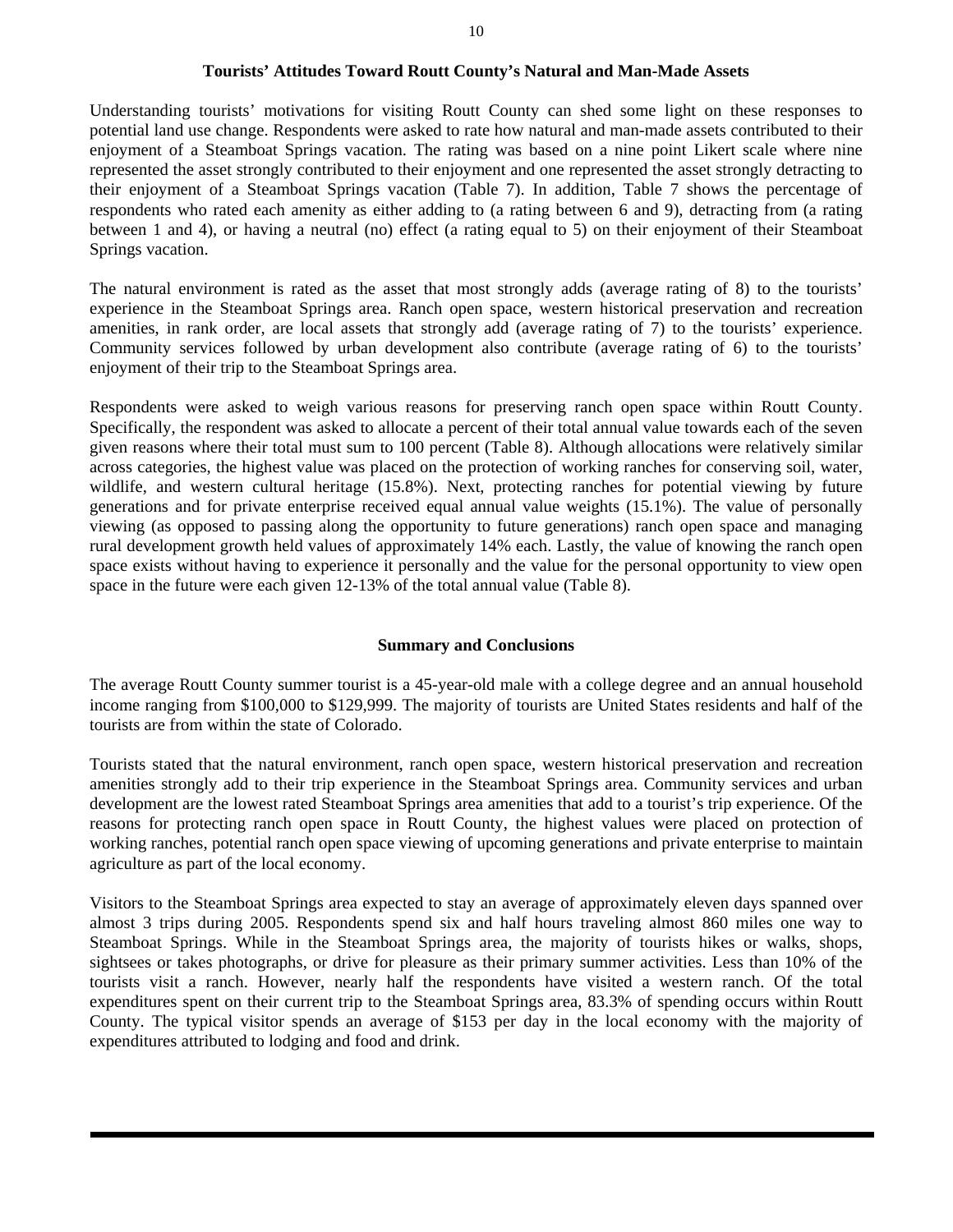## Tourists' Attitudes Toward Routt County's Natural and Man-Made Assets

Understanding tourists' motivations for visiting Routt County can shed some light on these responses to potential land use change. Respondents were asked to rate how natural and man-made assets contributed to their enjoyment of a Steamboat Springs vacation. The rating was based on a nine point Likert scale where nine represented the asset strongly contributed to their enjoyment and one represented the asset strongly detracting to their enjoyment of a Steamboat Springs vacation (Table 7). In addition, Table 7 shows the percentage of respondents who rated each amenity as either adding to (a rating between 6 and 9), detracting from (a rating between 1 and 4), or having a neutral (no) effect (a rating equal to 5) on their enjoyment of their Steamboat Springs vacation.

The natural environment is rated as the asset that most strongly adds (average rating of 8) to the tourists' experience in the Steamboat Springs area. Ranch open space, western historical preservation and recreation amenities, in rank order, are local assets that strongly add (average rating of 7) to the tourists' experience. Community services followed by urban development also contribute (average rating of 6) to the tourists' enjoyment of their trip to the Steamboat Springs area.

Respondents were asked to weigh various reasons for preserving ranch open space within Routt County. Specifically, the respondent was asked to allocate a percent of their total annual value towards each of the seven given reasons where their total must sum to 100 percent (Table 8). Although allocations were relatively similar across categories, the highest value was placed on the protection of working ranches for conserving soil, water, wildlife, and western cultural heritage (15.8%). Next, protecting ranches for potential viewing by future generations and for private enterprise received equal annual value weights (15.1%). The value of personally viewing (as opposed to passing along the opportunity to future generations) ranch open space and managing rural development growth held values of approximately 14% each. Lastly, the value of knowing the ranch open space exists without having to experience it personally and the value for the personal opportunity to view open space in the future were each given 12-13% of the total annual value (Table 8).

## Summary and Conclusions

The average Routt County summer tourist is a 45-year-old male with a college degree and an annual household income ranging from \$100,000 to \$129,999. The majority of tourists are United States residents and half of the tourists are from within the state of Colorado.

Tourists stated that the natural environment, ranch open space, western historical preservation and recreation amenities strongly add to their trip experience in the Steamboat Springs area. Community services and urban development are the lowest rated Steamboat Springs area amenities that add to a tourist's trip experience. Of the reasons for protecting ranch open space in Routt County, the highest values were placed on protection of working ranches, potential ranch open space viewing of upcoming generations and private enterprise to maintain agriculture as part of the local economy.

Visitors to the Steamboat Springs area expected to stay an average of approximately eleven days spanned over almost 3 trips during 2005. Respondents spend six and half hours traveling almost 860 miles one way to Steamboat Springs. While in the Steamboat Springs area, the majority of tourists hikes or walks, shops, sightsees or takes photographs, or drive for pleasure as their primary summer activities. Less than 10% of the tourists visit a ranch. However, nearly half the respondents have visited a western ranch. Of the total expenditures spent on their current trip to the Steamboat Springs area, 83.3% of spending occurs within Routt County. The typical visitor spends an average of \$153 per day in the local economy with the majority of expenditures attributed to lodging and food and drink.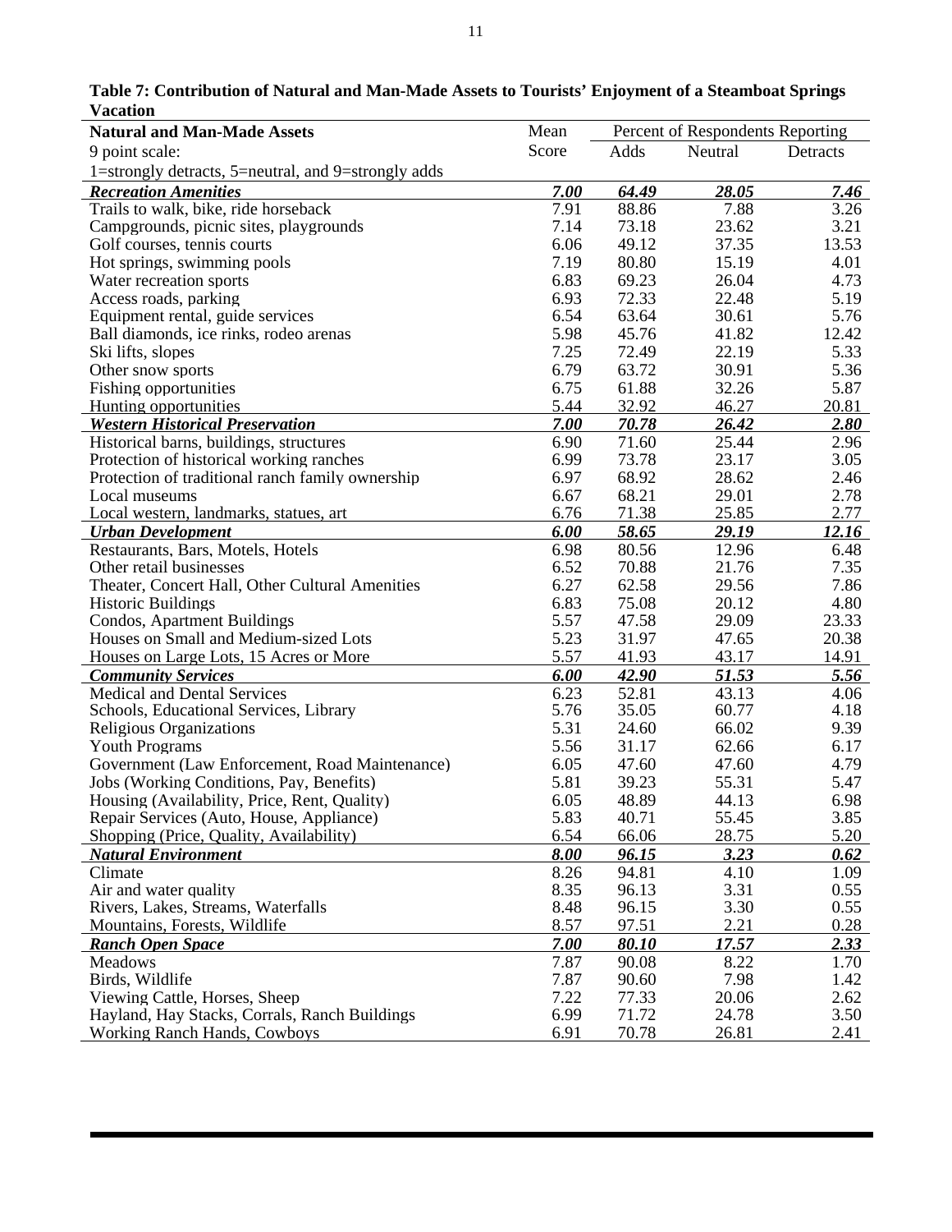**Table 7: Contribution of Natural and Man-Made Assets to Tourists' Enjoyment of a Steamboat Springs Vacation**

| **Natural and Man-Made Assets** | Mean | Percent of Respondents Reporting | | |
|---|---|---|---|---|
| 9 point scale: 1=strongly detracts, 5=neutral, and 9=strongly adds | Score | Adds | Neutral | Detracts |
| ***Recreation Amenities*** | ***7.00*** | ***64.49*** | ***28.05*** | ***7.46*** |
| Trails to walk, bike, ride horseback | 7.91 | 88.86 | 7.88 | 3.26 |
| Campgrounds, picnic sites, playgrounds | 7.14 | 73.18 | 23.62 | 3.21 |
| Golf courses, tennis courts | 6.06 | 49.12 | 37.35 | 13.53 |
| Hot springs, swimming pools | 7.19 | 80.80 | 15.19 | 4.01 |
| Water recreation sports | 6.83 | 69.23 | 26.04 | 4.73 |
| Access roads, parking | 6.93 | 72.33 | 22.48 | 5.19 |
| Equipment rental, guide services | 6.54 | 63.64 | 30.61 | 5.76 |
| Ball diamonds, ice rinks, rodeo arenas | 5.98 | 45.76 | 41.82 | 12.42 |
| Ski lifts, slopes | 7.25 | 72.49 | 22.19 | 5.33 |
| Other snow sports | 6.79 | 63.72 | 30.91 | 5.36 |
| Fishing opportunities | 6.75 | 61.88 | 32.26 | 5.87 |
| Hunting opportunities | 5.44 | 32.92 | 46.27 | 20.81 |
| ***Western Historical Preservation*** | ***7.00*** | ***70.78*** | ***26.42*** | ***2.80*** |
| Historical barns, buildings, structures | 6.90 | 71.60 | 25.44 | 2.96 |
| Protection of historical working ranches | 6.99 | 73.78 | 23.17 | 3.05 |
| Protection of traditional ranch family ownership | 6.97 | 68.92 | 28.62 | 2.46 |
| Local museums | 6.67 | 68.21 | 29.01 | 2.78 |
| Local western, landmarks, statues, art | 6.76 | 71.38 | 25.85 | 2.77 |
| ***Urban Development*** | ***6.00*** | ***58.65*** | ***29.19*** | ***12.16*** |
| Restaurants, Bars, Motels, Hotels | 6.98 | 80.56 | 12.96 | 6.48 |
| Other retail businesses | 6.52 | 70.88 | 21.76 | 7.35 |
| Theater, Concert Hall, Other Cultural Amenities | 6.27 | 62.58 | 29.56 | 7.86 |
| Historic Buildings | 6.83 | 75.08 | 20.12 | 4.80 |
| Condos, Apartment Buildings | 5.57 | 47.58 | 29.09 | 23.33 |
| Houses on Small and Medium-sized Lots | 5.23 | 31.97 | 47.65 | 20.38 |
| Houses on Large Lots, 15 Acres or More | 5.57 | 41.93 | 43.17 | 14.91 |
| ***Community Services*** | ***6.00*** | ***42.90*** | ***51.53*** | ***5.56*** |
| Medical and Dental Services | 6.23 | 52.81 | 43.13 | 4.06 |
| Schools, Educational Services, Library | 5.76 | 35.05 | 60.77 | 4.18 |
| Religious Organizations | 5.31 | 24.60 | 66.02 | 9.39 |
| Youth Programs | 5.56 | 31.17 | 62.66 | 6.17 |
| Government (Law Enforcement, Road Maintenance) | 6.05 | 47.60 | 47.60 | 4.79 |
| Jobs (Working Conditions, Pay, Benefits) | 5.81 | 39.23 | 55.31 | 5.47 |
| Housing (Availability, Price, Rent, Quality) | 6.05 | 48.89 | 44.13 | 6.98 |
| Repair Services (Auto, House, Appliance) | 5.83 | 40.71 | 55.45 | 3.85 |
| Shopping (Price, Quality, Availability) | 6.54 | 66.06 | 28.75 | 5.20 |
| ***Natural Environment*** | ***8.00*** | ***96.15*** | ***3.23*** | ***0.62*** |
| Climate | 8.26 | 94.81 | 4.10 | 1.09 |
| Air and water quality | 8.35 | 96.13 | 3.31 | 0.55 |
| Rivers, Lakes, Streams, Waterfalls | 8.48 | 96.15 | 3.30 | 0.55 |
| Mountains, Forests, Wildlife | 8.57 | 97.51 | 2.21 | 0.28 |
| ***Ranch Open Space*** | ***7.00*** | ***80.10*** | ***17.57*** | ***2.33*** |
| Meadows | 7.87 | 90.08 | 8.22 | 1.70 |
| Birds, Wildlife | 7.87 | 90.60 | 7.98 | 1.42 |
| Viewing Cattle, Horses, Sheep | 7.22 | 77.33 | 20.06 | 2.62 |
| Hayland, Hay Stacks, Corrals, Ranch Buildings | 6.99 | 71.72 | 24.78 | 3.50 |
| Working Ranch Hands, Cowboys | 6.91 | 70.78 | 26.81 | 2.41 |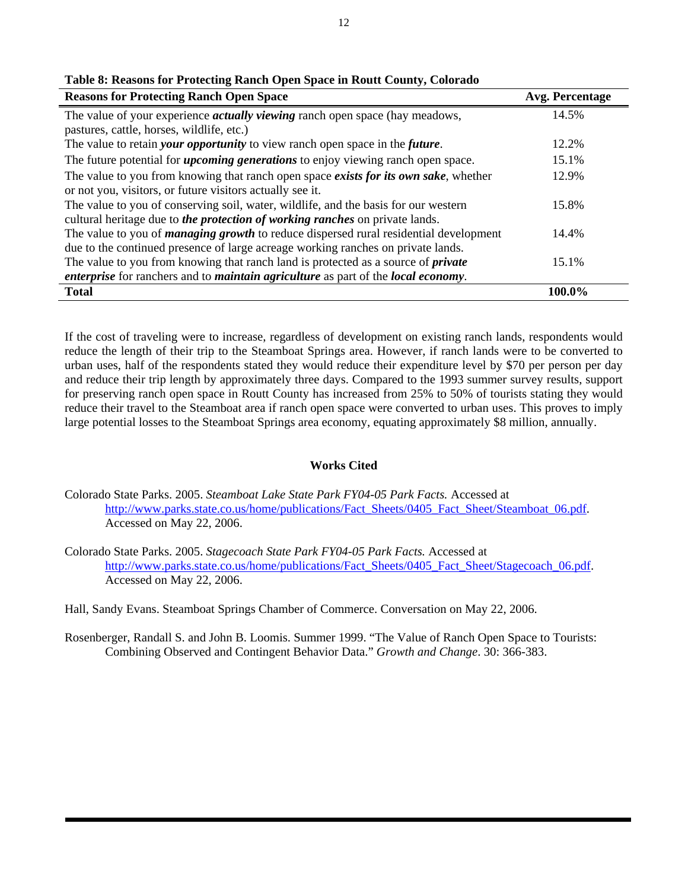**Table 8: Reasons for Protecting Ranch Open Space in Routt County, Colorado**

| Reasons for Protecting Ranch Open Space | Avg. Percentage |
|---|---|
| The value of your experience ***actually viewing*** ranch open space (hay meadows, pastures, cattle, horses, wildlife, etc.) | 14.5% |
| The value to retain ***your opportunity*** to view ranch open space in the ***future***. | 12.2% |
| The future potential for ***upcoming generations*** to enjoy viewing ranch open space. | 15.1% |
| The value to you from knowing that ranch open space ***exists for its own sake***, whether or not you, visitors, or future visitors actually see it. | 12.9% |
| The value to you of conserving soil, water, wildlife, and the basis for our western cultural heritage due to ***the protection of working ranches*** on private lands. | 15.8% |
| The value to you of ***managing growth*** to reduce dispersed rural residential development due to the continued presence of large acreage working ranches on private lands. | 14.4% |
| The value to you from knowing that ranch land is protected as a source of ***private enterprise*** for ranchers and to ***maintain agriculture*** as part of the ***local economy***. | 15.1% |
| **Total** | **100.0%** |

If the cost of traveling were to increase, regardless of development on existing ranch lands, respondents would reduce the length of their trip to the Steamboat Springs area. However, if ranch lands were to be converted to urban uses, half of the respondents stated they would reduce their expenditure level by $70 per person per day and reduce their trip length by approximately three days. Compared to the 1993 summer survey results, support for preserving ranch open space in Routt County has increased from 25% to 50% of tourists stating they would reduce their travel to the Steamboat area if ranch open space were converted to urban uses. This proves to imply large potential losses to the Steamboat Springs area economy, equating approximately $8 million, annually.

## Works Cited

Colorado State Parks. 2005. *Steamboat Lake State Park FY04-05 Park Facts.* Accessed at http://www.parks.state.co.us/home/publications/Fact_Sheets/0405_Fact_Sheet/Steamboat_06.pdf. Accessed on May 22, 2006.

Colorado State Parks. 2005. *Stagecoach State Park FY04-05 Park Facts.* Accessed at http://www.parks.state.co.us/home/publications/Fact_Sheets/0405_Fact_Sheet/Stagecoach_06.pdf. Accessed on May 22, 2006.

Hall, Sandy Evans. Steamboat Springs Chamber of Commerce. Conversation on May 22, 2006.

Rosenberger, Randall S. and John B. Loomis. Summer 1999. "The Value of Ranch Open Space to Tourists: Combining Observed and Contingent Behavior Data." *Growth and Change*. 30: 366-383.